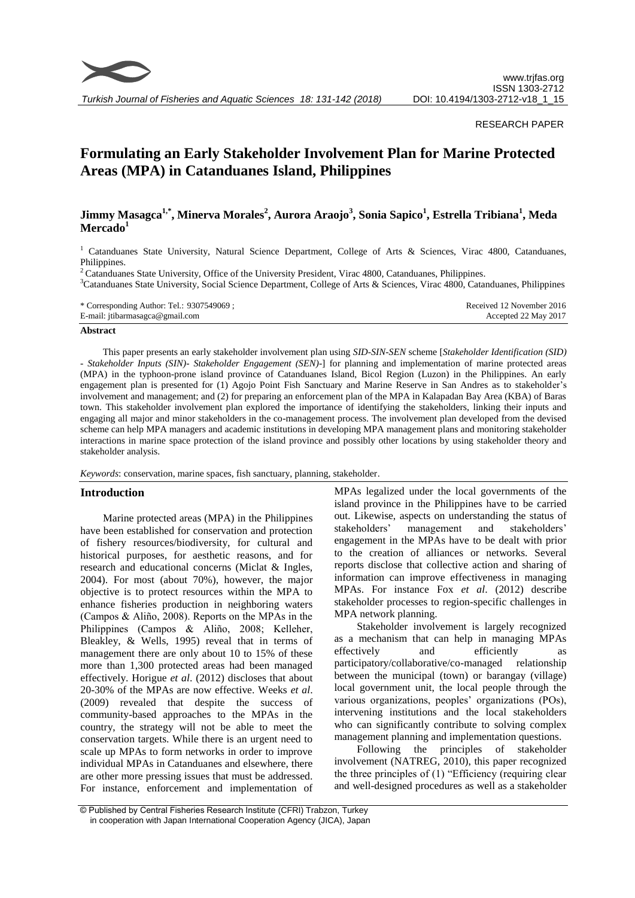RESEARCH PAPER

# Formulating an Early Stakeholder Involvement Plan for Marine Protected Areas (MPA) in Catanduanes Island, Philippines

**Jimmy Masagca[1,*], Minerva Morales[2], Aurora Araojo[3], Sonia Sapico[1], Estrella Tribiana[1], Meda Mercado[1]**

[1] Catanduanes State University, Natural Science Department, College of Arts & Sciences, Virac 4800, Catanduanes, Philippines.

[2] Catanduanes State University, Office of the University President, Virac 4800, Catanduanes, Philippines.

[3] Catanduanes State University, Social Science Department, College of Arts & Sciences, Virac 4800, Catanduanes, Philippines

\* Corresponding Author: Tel.: 9307549069 ;
E-mail: jtibarmasagca@gmail.com

Received 12 November 2016
Accepted 22 May 2017

## Abstract

This paper presents an early stakeholder involvement plan using *SID-SIN-SEN* scheme [*Stakeholder Identification (SID) - Stakeholder Inputs (SIN)- Stakeholder Engagement (SEN)-*] for planning and implementation of marine protected areas (MPA) in the typhoon-prone island province of Catanduanes Island, Bicol Region (Luzon) in the Philippines. An early engagement plan is presented for (1) Agojo Point Fish Sanctuary and Marine Reserve in San Andres as to stakeholder's involvement and management; and (2) for preparing an enforcement plan of the MPA in Kalapadan Bay Area (KBA) of Baras town. This stakeholder involvement plan explored the importance of identifying the stakeholders, linking their inputs and engaging all major and minor stakeholders in the co-management process. The involvement plan developed from the devised scheme can help MPA managers and academic institutions in developing MPA management plans and monitoring stakeholder interactions in marine space protection of the island province and possibly other locations by using stakeholder theory and stakeholder analysis.

*Keywords*: conservation, marine spaces, fish sanctuary, planning, stakeholder.

## Introduction

Marine protected areas (MPA) in the Philippines have been established for conservation and protection of fishery resources/biodiversity, for cultural and historical purposes, for aesthetic reasons, and for research and educational concerns (Miclat & Ingles, 2004). For most (about 70%), however, the major objective is to protect resources within the MPA to enhance fisheries production in neighboring waters (Campos & Aliño, 2008). Reports on the MPAs in the Philippines (Campos & Aliño, 2008; Kelleher, Bleakley, & Wells, 1995) reveal that in terms of management there are only about 10 to 15% of these more than 1,300 protected areas had been managed effectively. Horigue *et al*. (2012) discloses that about 20-30% of the MPAs are now effective. Weeks *et al*. (2009) revealed that despite the success of community-based approaches to the MPAs in the country, the strategy will not be able to meet the conservation targets. While there is an urgent need to scale up MPAs to form networks in order to improve individual MPAs in Catanduanes and elsewhere, there are other more pressing issues that must be addressed. For instance, enforcement and implementation of MPAs legalized under the local governments of the island province in the Philippines have to be carried out. Likewise, aspects on understanding the status of stakeholders' management and stakeholders' engagement in the MPAs have to be dealt with prior to the creation of alliances or networks. Several reports disclose that collective action and sharing of information can improve effectiveness in managing MPAs. For instance Fox *et al*. (2012) describe stakeholder processes to region-specific challenges in MPA network planning.

Stakeholder involvement is largely recognized as a mechanism that can help in managing MPAs effectively and efficiently as participatory/collaborative/co-managed relationship between the municipal (town) or barangay (village) local government unit, the local people through the various organizations, peoples' organizations (POs), intervening institutions and the local stakeholders who can significantly contribute to solving complex management planning and implementation questions.

Following the principles of stakeholder involvement (NATREG, 2010), this paper recognized the three principles of (1) "Efficiency (requiring clear and well-designed procedures as well as a stakeholder

© Published by Central Fisheries Research Institute (CFRI) Trabzon, Turkey in cooperation with Japan International Cooperation Agency (JICA), Japan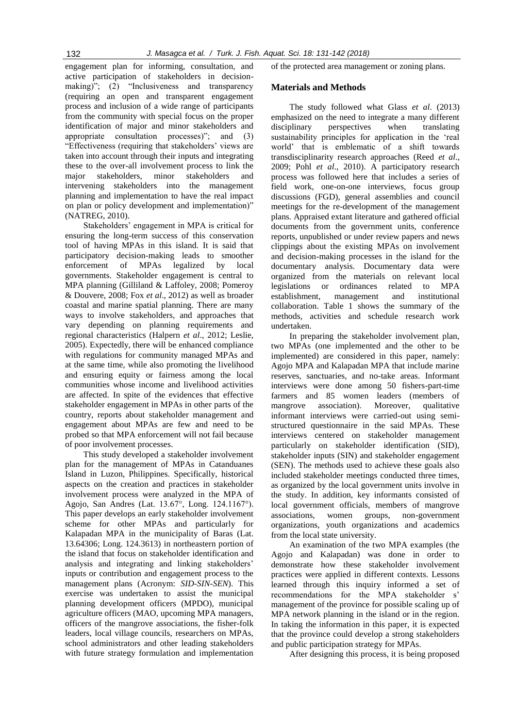engagement plan for informing, consultation, and active participation of stakeholders in decision-making)"; (2) "Inclusiveness and transparency (requiring an open and transparent engagement process and inclusion of a wide range of participants from the community with special focus on the proper identification of major and minor stakeholders and appropriate consultation processes)"; and (3) "Effectiveness (requiring that stakeholders' views are taken into account through their inputs and integrating these to the over-all involvement process to link the major stakeholders, minor stakeholders and intervening stakeholders into the management planning and implementation to have the real impact on plan or policy development and implementation)" (NATREG, 2010).

Stakeholders' engagement in MPA is critical for ensuring the long-term success of this conservation tool of having MPAs in this island. It is said that participatory decision-making leads to smoother enforcement of MPAs legalized by local governments. Stakeholder engagement is central to MPA planning (Gilliland & Laffoley, 2008; Pomeroy & Douvere, 2008; Fox *et al*., 2012) as well as broader coastal and marine spatial planning. There are many ways to involve stakeholders, and approaches that vary depending on planning requirements and regional characteristics (Halpern *et al*., 2012; Leslie, 2005). Expectedly, there will be enhanced compliance with regulations for community managed MPAs and at the same time, while also promoting the livelihood and ensuring equity or fairness among the local communities whose income and livelihood activities are affected. In spite of the evidences that effective stakeholder engagement in MPAs in other parts of the country, reports about stakeholder management and engagement about MPAs are few and need to be probed so that MPA enforcement will not fail because of poor involvement processes.

This study developed a stakeholder involvement plan for the management of MPAs in Catanduanes Island in Luzon, Philippines. Specifically, historical aspects on the creation and practices in stakeholder involvement process were analyzed in the MPA of Agojo, San Andres (Lat. 13.67°, Long. 124.1167°). This paper develops an early stakeholder involvement scheme for other MPAs and particularly for Kalapadan MPA in the municipality of Baras (Lat. 13.64306; Long. 124.3613) in northeastern portion of the island that focus on stakeholder identification and analysis and integrating and linking stakeholders' inputs or contribution and engagement process to the management plans (Acronym: *SID-SIN-SEN*). This exercise was undertaken to assist the municipal planning development officers (MPDO), municipal agriculture officers (MAO, upcoming MPA managers, officers of the mangrove associations, the fisher-folk leaders, local village councils, researchers on MPAs, school administrators and other leading stakeholders with future strategy formulation and implementation of the protected area management or zoning plans.

## Materials and Methods

The study followed what Glass *et al*. (2013) emphasized on the need to integrate a many different disciplinary perspectives when translating sustainability principles for application in the 'real world' that is emblematic of a shift towards transdisciplinarity research approaches (Reed *et al*., 2009; Pohl *et al*., 2010). A participatory research process was followed here that includes a series of field work, one-on-one interviews, focus group discussions (FGD), general assemblies and council meetings for the re-development of the management plans. Appraised extant literature and gathered official documents from the government units, conference reports, unpublished or under review papers and news clippings about the existing MPAs on involvement and decision-making processes in the island for the documentary analysis. Documentary data were organized from the materials on relevant local legislations or ordinances related to MPA establishment, management and institutional collaboration. Table 1 shows the summary of the methods, activities and schedule research work undertaken.

In preparing the stakeholder involvement plan, two MPAs (one implemented and the other to be implemented) are considered in this paper, namely: Agojo MPA and Kalapadan MPA that include marine reserves, sanctuaries, and no-take areas. Informant interviews were done among 50 fishers-part-time farmers and 85 women leaders (members of mangrove association). Moreover, qualitative informant interviews were carried-out using semi-structured questionnaire in the said MPAs. These interviews centered on stakeholder management particularly on stakeholder identification (SID), stakeholder inputs (SIN) and stakeholder engagement (SEN). The methods used to achieve these goals also included stakeholder meetings conducted three times, as organized by the local government units involve in the study. In addition, key informants consisted of local government officials, members of mangrove associations, women groups, non-government organizations, youth organizations and academics from the local state university.

An examination of the two MPA examples (the Agojo and Kalapadan) was done in order to demonstrate how these stakeholder involvement practices were applied in different contexts. Lessons learned through this inquiry informed a set of recommendations for the MPA stakeholder s' management of the province for possible scaling up of MPA network planning in the island or in the region. In taking the information in this paper, it is expected that the province could develop a strong stakeholders and public participation strategy for MPAs.

After designing this process, it is being proposed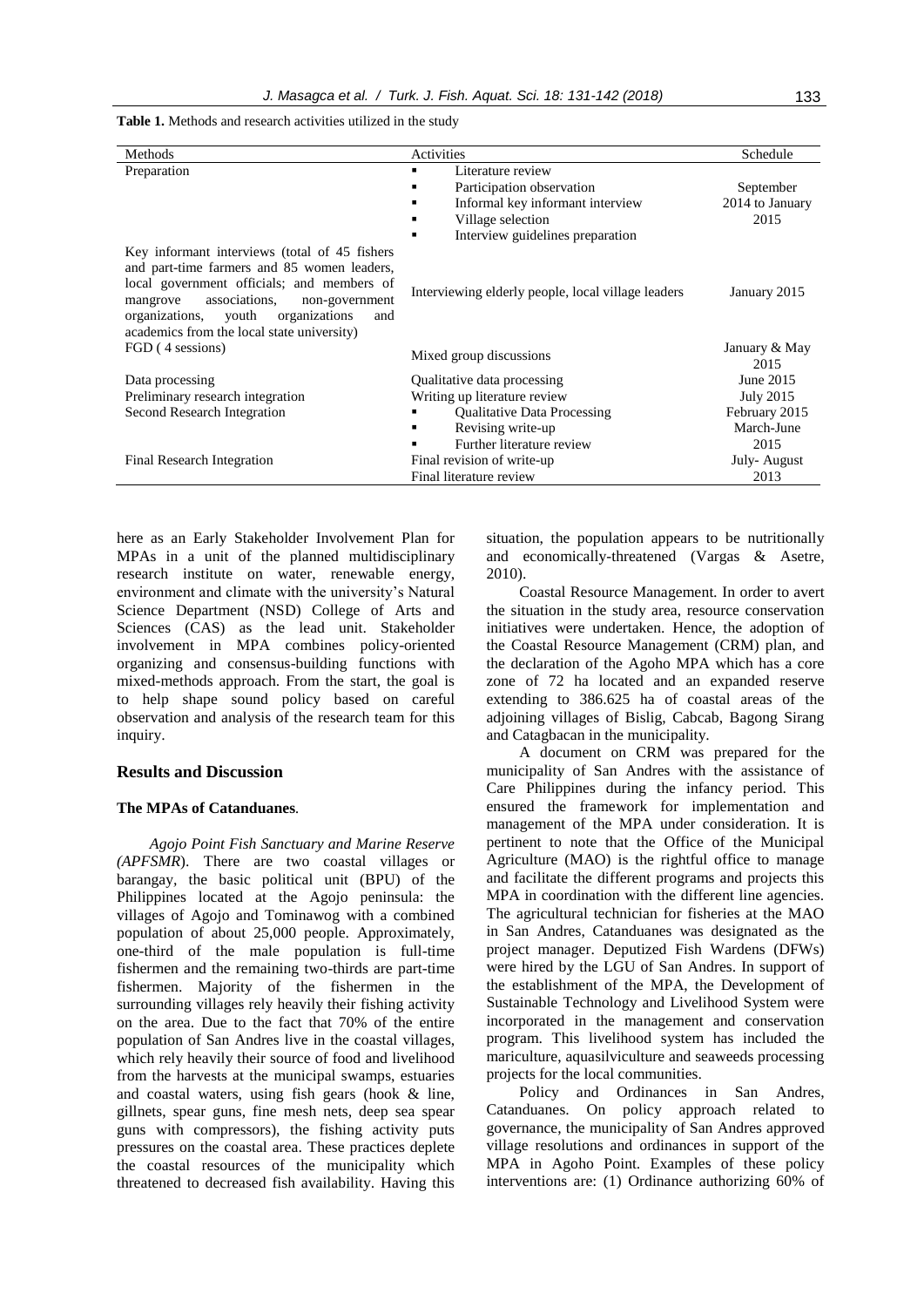**Table 1.** Methods and research activities utilized in the study

| Methods | Activities | Schedule |
|---|---|---|
| Preparation | ▪ Literature review<br>▪ Participation observation<br>▪ Informal key informant interview<br>▪ Village selection<br>▪ Interview guidelines preparation | September 2014 to January 2015 |
| Key informant interviews (total of 45 fishers and part-time farmers and 85 women leaders, local government officials; and members of mangrove associations, non-government organizations, youth organizations and academics from the local state university) | Interviewing elderly people, local village leaders | January 2015 |
| FGD ( 4 sessions) | Mixed group discussions | January & May 2015 |
| Data processing | Qualitative data processing | June 2015 |
| Preliminary research integration | Writing up literature review | July 2015 |
| Second Research Integration | ▪ Qualitative Data Processing<br>▪ Revising write-up<br>▪ Further literature review | February 2015<br>March-June 2015 |
| Final Research Integration | Final revision of write-up<br>Final literature review | July- August 2013 |

here as an Early Stakeholder Involvement Plan for MPAs in a unit of the planned multidisciplinary research institute on water, renewable energy, environment and climate with the university's Natural Science Department (NSD) College of Arts and Sciences (CAS) as the lead unit. Stakeholder involvement in MPA combines policy-oriented organizing and consensus-building functions with mixed-methods approach. From the start, the goal is to help shape sound policy based on careful observation and analysis of the research team for this inquiry.

## Results and Discussion

### The MPAs of Catanduanes.

*Agojo Point Fish Sanctuary and Marine Reserve (APFSMR*). There are two coastal villages or barangay, the basic political unit (BPU) of the Philippines located at the Agojo peninsula: the villages of Agojo and Tominawog with a combined population of about 25,000 people. Approximately, one-third of the male population is full-time fishermen and the remaining two-thirds are part-time fishermen. Majority of the fishermen in the surrounding villages rely heavily their fishing activity on the area. Due to the fact that 70% of the entire population of San Andres live in the coastal villages, which rely heavily their source of food and livelihood from the harvests at the municipal swamps, estuaries and coastal waters, using fish gears (hook & line, gillnets, spear guns, fine mesh nets, deep sea spear guns with compressors), the fishing activity puts pressures on the coastal area. These practices deplete the coastal resources of the municipality which threatened to decreased fish availability. Having this situation, the population appears to be nutritionally and economically-threatened (Vargas & Asetre, 2010).

Coastal Resource Management. In order to avert the situation in the study area, resource conservation initiatives were undertaken. Hence, the adoption of the Coastal Resource Management (CRM) plan, and the declaration of the Agoho MPA which has a core zone of 72 ha located and an expanded reserve extending to 386.625 ha of coastal areas of the adjoining villages of Bislig, Cabcab, Bagong Sirang and Catagbacan in the municipality.

A document on CRM was prepared for the municipality of San Andres with the assistance of Care Philippines during the infancy period. This ensured the framework for implementation and management of the MPA under consideration. It is pertinent to note that the Office of the Municipal Agriculture (MAO) is the rightful office to manage and facilitate the different programs and projects this MPA in coordination with the different line agencies. The agricultural technician for fisheries at the MAO in San Andres, Catanduanes was designated as the project manager. Deputized Fish Wardens (DFWs) were hired by the LGU of San Andres. In support of the establishment of the MPA, the Development of Sustainable Technology and Livelihood System were incorporated in the management and conservation program. This livelihood system has included the mariculture, aquasilviculture and seaweeds processing projects for the local communities.

Policy and Ordinances in San Andres, Catanduanes. On policy approach related to governance, the municipality of San Andres approved village resolutions and ordinances in support of the MPA in Agoho Point. Examples of these policy interventions are: (1) Ordinance authorizing 60% of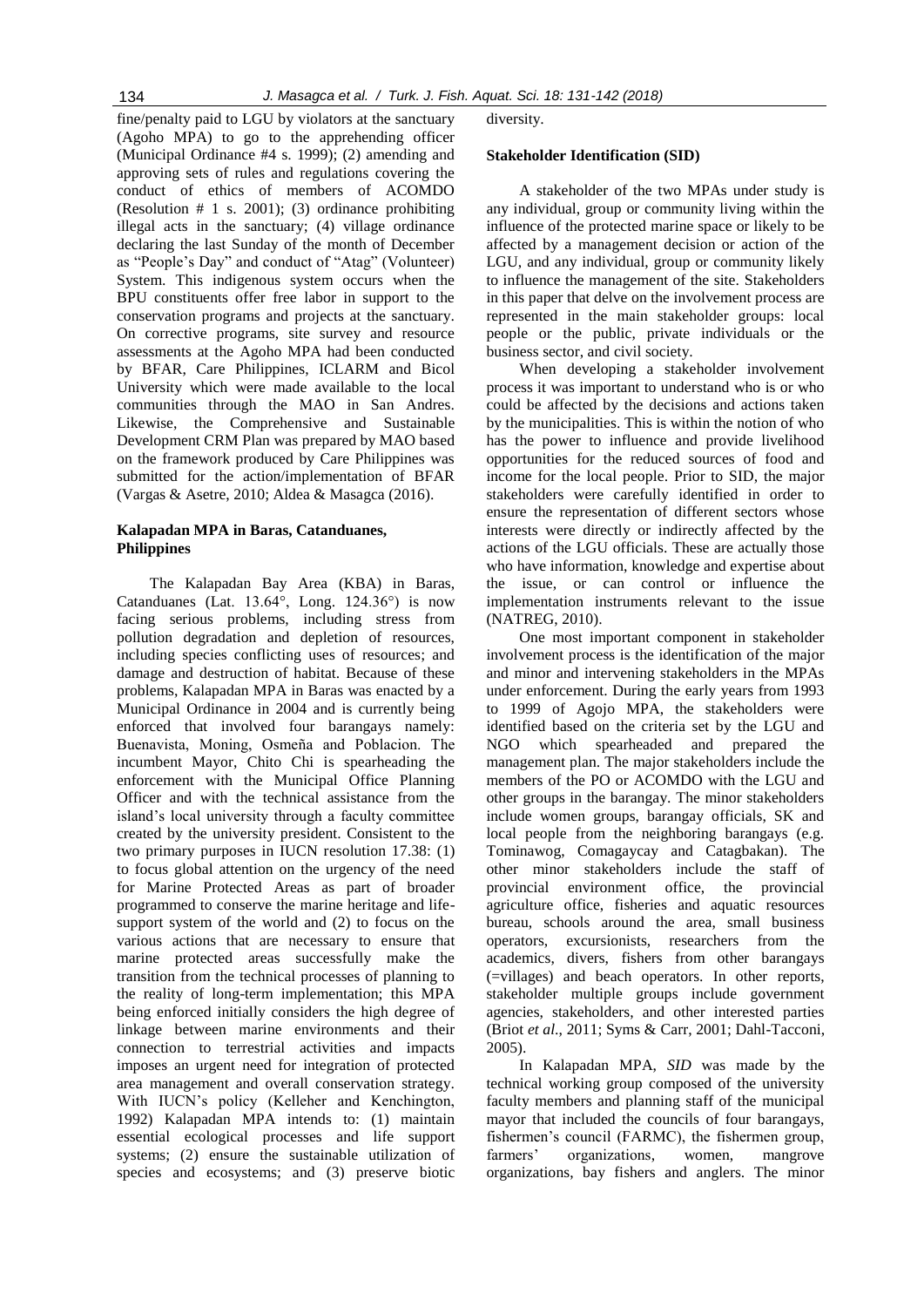fine/penalty paid to LGU by violators at the sanctuary (Agoho MPA) to go to the apprehending officer (Municipal Ordinance #4 s. 1999); (2) amending and approving sets of rules and regulations covering the conduct of ethics of members of ACOMDO (Resolution # 1 s. 2001); (3) ordinance prohibiting illegal acts in the sanctuary; (4) village ordinance declaring the last Sunday of the month of December as "People's Day" and conduct of "Atag" (Volunteer) System. This indigenous system occurs when the BPU constituents offer free labor in support to the conservation programs and projects at the sanctuary. On corrective programs, site survey and resource assessments at the Agoho MPA had been conducted by BFAR, Care Philippines, ICLARM and Bicol University which were made available to the local communities through the MAO in San Andres. Likewise, the Comprehensive and Sustainable Development CRM Plan was prepared by MAO based on the framework produced by Care Philippines was submitted for the action/implementation of BFAR (Vargas & Asetre, 2010; Aldea & Masagca (2016).

### Kalapadan MPA in Baras, Catanduanes, Philippines

The Kalapadan Bay Area (KBA) in Baras, Catanduanes (Lat. 13.64°, Long. 124.36°) is now facing serious problems, including stress from pollution degradation and depletion of resources, including species conflicting uses of resources; and damage and destruction of habitat. Because of these problems, Kalapadan MPA in Baras was enacted by a Municipal Ordinance in 2004 and is currently being enforced that involved four barangays namely: Buenavista, Moning, Osmeña and Poblacion. The incumbent Mayor, Chito Chi is spearheading the enforcement with the Municipal Office Planning Officer and with the technical assistance from the island's local university through a faculty committee created by the university president. Consistent to the two primary purposes in IUCN resolution 17.38: (1) to focus global attention on the urgency of the need for Marine Protected Areas as part of broader programmed to conserve the marine heritage and life-support system of the world and (2) to focus on the various actions that are necessary to ensure that marine protected areas successfully make the transition from the technical processes of planning to the reality of long-term implementation; this MPA being enforced initially considers the high degree of linkage between marine environments and their connection to terrestrial activities and impacts imposes an urgent need for integration of protected area management and overall conservation strategy. With IUCN's policy (Kelleher and Kenchington, 1992) Kalapadan MPA intends to: (1) maintain essential ecological processes and life support systems; (2) ensure the sustainable utilization of species and ecosystems; and (3) preserve biotic diversity.

### Stakeholder Identification (SID)

A stakeholder of the two MPAs under study is any individual, group or community living within the influence of the protected marine space or likely to be affected by a management decision or action of the LGU, and any individual, group or community likely to influence the management of the site. Stakeholders in this paper that delve on the involvement process are represented in the main stakeholder groups: local people or the public, private individuals or the business sector, and civil society.

When developing a stakeholder involvement process it was important to understand who is or who could be affected by the decisions and actions taken by the municipalities. This is within the notion of who has the power to influence and provide livelihood opportunities for the reduced sources of food and income for the local people. Prior to SID, the major stakeholders were carefully identified in order to ensure the representation of different sectors whose interests were directly or indirectly affected by the actions of the LGU officials. These are actually those who have information, knowledge and expertise about the issue, or can control or influence the implementation instruments relevant to the issue (NATREG, 2010).

One most important component in stakeholder involvement process is the identification of the major and minor and intervening stakeholders in the MPAs under enforcement. During the early years from 1993 to 1999 of Agojo MPA, the stakeholders were identified based on the criteria set by the LGU and NGO which spearheaded and prepared the management plan. The major stakeholders include the members of the PO or ACOMDO with the LGU and other groups in the barangay. The minor stakeholders include women groups, barangay officials, SK and local people from the neighboring barangays (e.g. Tominawog, Comagaycay and Catagbakan). The other minor stakeholders include the staff of provincial environment office, the provincial agriculture office, fisheries and aquatic resources bureau, schools around the area, small business operators, excursionists, researchers from the academics, divers, fishers from other barangays (=villages) and beach operators. In other reports, stakeholder multiple groups include government agencies, stakeholders, and other interested parties (Briot *et al*., 2011; Syms & Carr, 2001; Dahl-Tacconi, 2005).

In Kalapadan MPA, *SID* was made by the technical working group composed of the university faculty members and planning staff of the municipal mayor that included the councils of four barangays, fishermen's council (FARMC), the fishermen group, farmers' organizations, women, mangrove organizations, bay fishers and anglers. The minor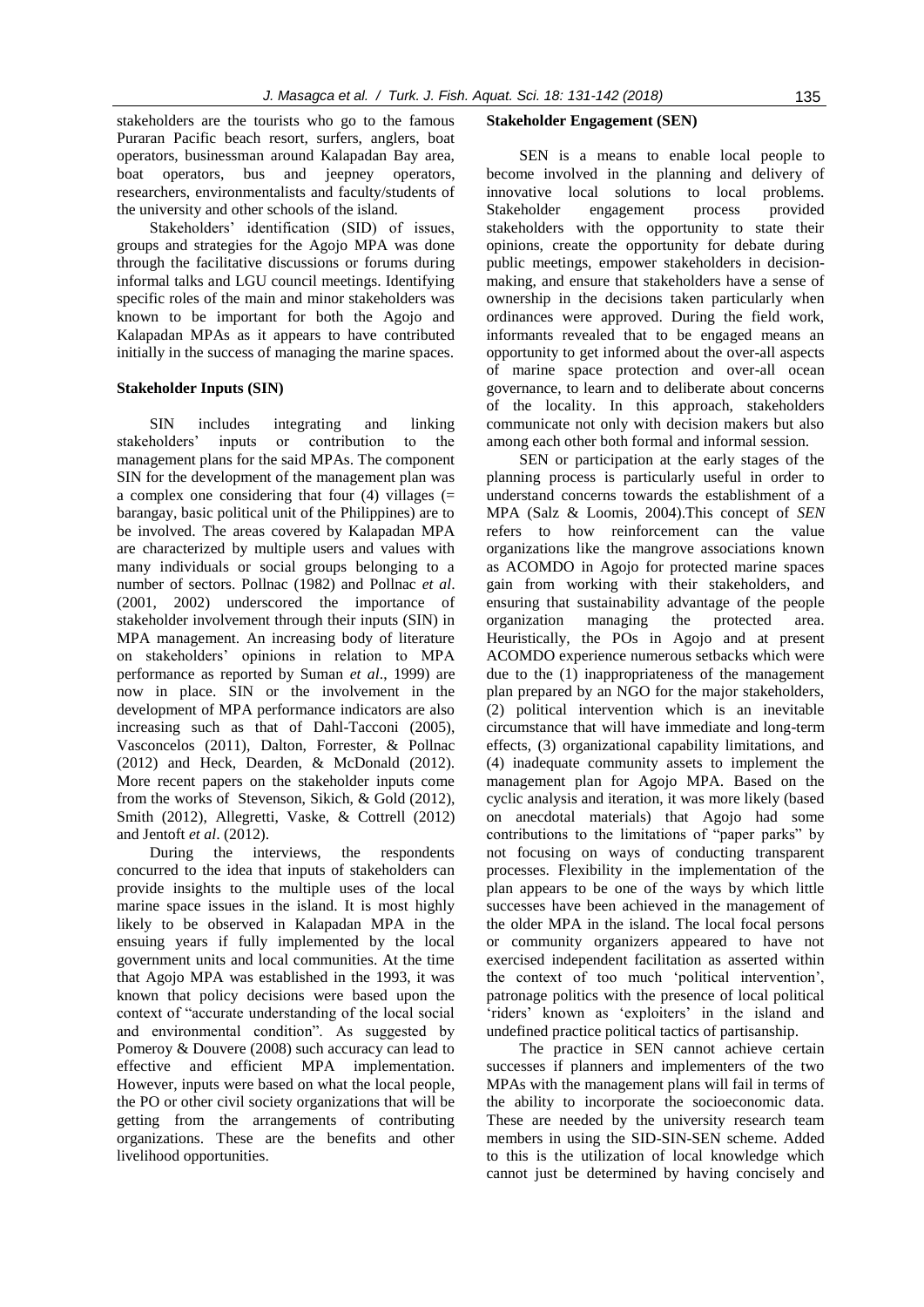stakeholders are the tourists who go to the famous Puraran Pacific beach resort, surfers, anglers, boat operators, businessman around Kalapadan Bay area, boat operators, bus and jeepney operators, researchers, environmentalists and faculty/students of the university and other schools of the island.

Stakeholders' identification (SID) of issues, groups and strategies for the Agojo MPA was done through the facilitative discussions or forums during informal talks and LGU council meetings. Identifying specific roles of the main and minor stakeholders was known to be important for both the Agojo and Kalapadan MPAs as it appears to have contributed initially in the success of managing the marine spaces.

### Stakeholder Inputs (SIN)

SIN includes integrating and linking stakeholders' inputs or contribution to the management plans for the said MPAs. The component SIN for the development of the management plan was a complex one considering that four (4) villages (= barangay, basic political unit of the Philippines) are to be involved. The areas covered by Kalapadan MPA are characterized by multiple users and values with many individuals or social groups belonging to a number of sectors. Pollnac (1982) and Pollnac *et al*. (2001, 2002) underscored the importance of stakeholder involvement through their inputs (SIN) in MPA management. An increasing body of literature on stakeholders' opinions in relation to MPA performance as reported by Suman *et al*., 1999) are now in place. SIN or the involvement in the development of MPA performance indicators are also increasing such as that of Dahl-Tacconi (2005), Vasconcelos (2011), Dalton, Forrester, & Pollnac (2012) and Heck, Dearden, & McDonald (2012). More recent papers on the stakeholder inputs come from the works of Stevenson, Sikich, & Gold (2012), Smith (2012), Allegretti, Vaske, & Cottrell (2012) and Jentoft *et al*. (2012).

During the interviews, the respondents concurred to the idea that inputs of stakeholders can provide insights to the multiple uses of the local marine space issues in the island. It is most highly likely to be observed in Kalapadan MPA in the ensuing years if fully implemented by the local government units and local communities. At the time that Agojo MPA was established in the 1993, it was known that policy decisions were based upon the context of "accurate understanding of the local social and environmental condition". As suggested by Pomeroy & Douvere (2008) such accuracy can lead to effective and efficient MPA implementation. However, inputs were based on what the local people, the PO or other civil society organizations that will be getting from the arrangements of contributing organizations. These are the benefits and other livelihood opportunities.

### Stakeholder Engagement (SEN)

SEN is a means to enable local people to become involved in the planning and delivery of innovative local solutions to local problems. Stakeholder engagement process provided stakeholders with the opportunity to state their opinions, create the opportunity for debate during public meetings, empower stakeholders in decision-making, and ensure that stakeholders have a sense of ownership in the decisions taken particularly when ordinances were approved. During the field work, informants revealed that to be engaged means an opportunity to get informed about the over-all aspects of marine space protection and over-all ocean governance, to learn and to deliberate about concerns of the locality. In this approach, stakeholders communicate not only with decision makers but also among each other both formal and informal session.

SEN or participation at the early stages of the planning process is particularly useful in order to understand concerns towards the establishment of a MPA (Salz & Loomis, 2004).This concept of *SEN* refers to how reinforcement can the value organizations like the mangrove associations known as ACOMDO in Agojo for protected marine spaces gain from working with their stakeholders, and ensuring that sustainability advantage of the people organization managing the protected area. Heuristically, the POs in Agojo and at present ACOMDO experience numerous setbacks which were due to the (1) inappropriateness of the management plan prepared by an NGO for the major stakeholders, (2) political intervention which is an inevitable circumstance that will have immediate and long-term effects, (3) organizational capability limitations, and (4) inadequate community assets to implement the management plan for Agojo MPA. Based on the cyclic analysis and iteration, it was more likely (based on anecdotal materials) that Agojo had some contributions to the limitations of "paper parks" by not focusing on ways of conducting transparent processes. Flexibility in the implementation of the plan appears to be one of the ways by which little successes have been achieved in the management of the older MPA in the island. The local focal persons or community organizers appeared to have not exercised independent facilitation as asserted within the context of too much 'political intervention', patronage politics with the presence of local political 'riders' known as 'exploiters' in the island and undefined practice political tactics of partisanship.

The practice in SEN cannot achieve certain successes if planners and implementers of the two MPAs with the management plans will fail in terms of the ability to incorporate the socioeconomic data. These are needed by the university research team members in using the SID-SIN-SEN scheme. Added to this is the utilization of local knowledge which cannot just be determined by having concisely and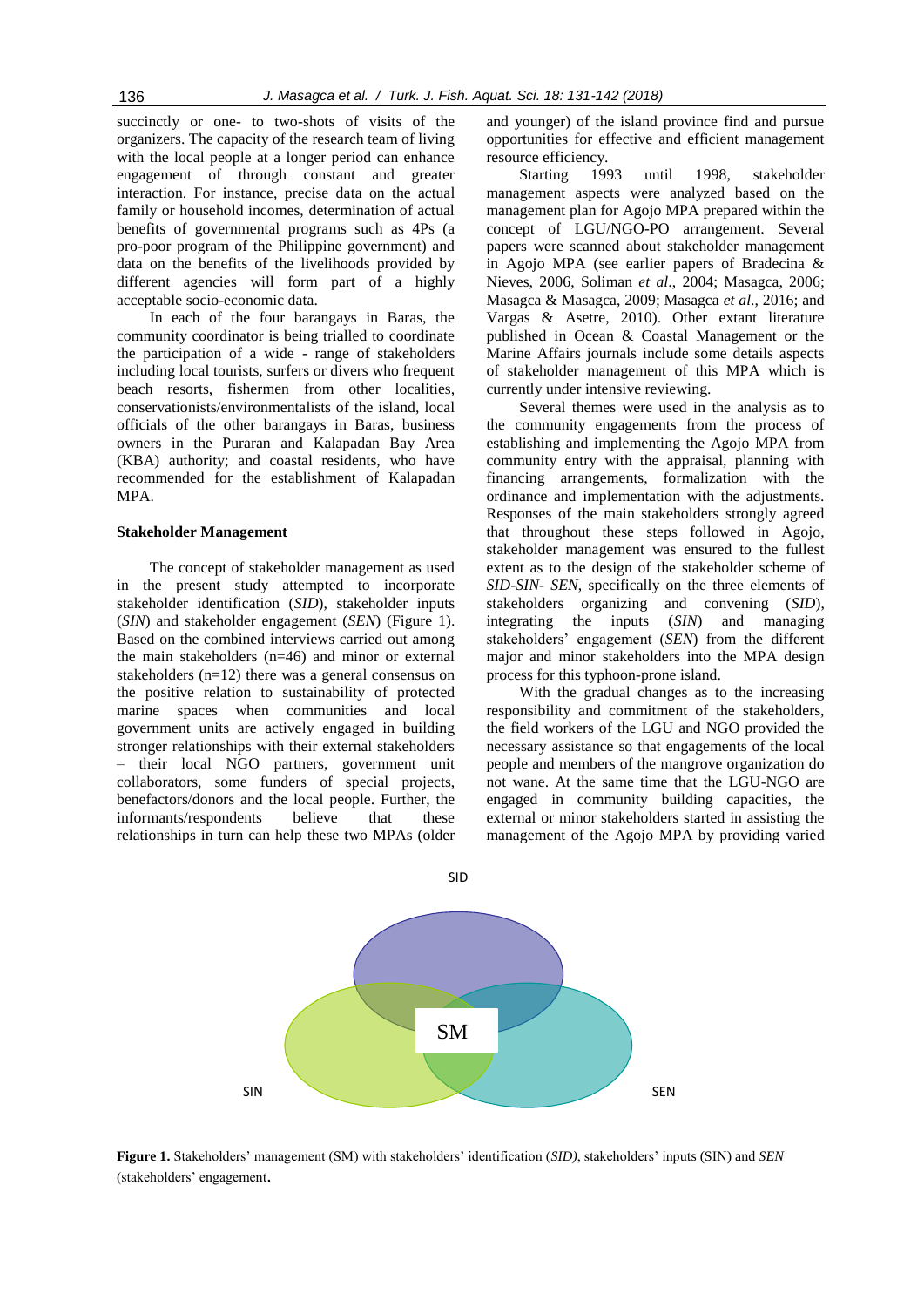succinctly or one- to two-shots of visits of the organizers. The capacity of the research team of living with the local people at a longer period can enhance engagement of through constant and greater interaction. For instance, precise data on the actual family or household incomes, determination of actual benefits of governmental programs such as 4Ps (a pro-poor program of the Philippine government) and data on the benefits of the livelihoods provided by different agencies will form part of a highly acceptable socio-economic data.

In each of the four barangays in Baras, the community coordinator is being trialled to coordinate the participation of a wide - range of stakeholders including local tourists, surfers or divers who frequent beach resorts, fishermen from other localities, conservationists/environmentalists of the island, local officials of the other barangays in Baras, business owners in the Puraran and Kalapadan Bay Area (KBA) authority; and coastal residents, who have recommended for the establishment of Kalapadan MPA.

**Stakeholder Management**

The concept of stakeholder management as used in the present study attempted to incorporate stakeholder identification (*SID*), stakeholder inputs (*SIN*) and stakeholder engagement (*SEN*) (Figure 1). Based on the combined interviews carried out among the main stakeholders (n=46) and minor or external stakeholders (n=12) there was a general consensus on the positive relation to sustainability of protected marine spaces when communities and local government units are actively engaged in building stronger relationships with their external stakeholders – their local NGO partners, government unit collaborators, some funders of special projects, benefactors/donors and the local people. Further, the informants/respondents believe that these relationships in turn can help these two MPAs (older and younger) of the island province find and pursue opportunities for effective and efficient management resource efficiency.

Starting 1993 until 1998, stakeholder management aspects were analyzed based on the management plan for Agojo MPA prepared within the concept of LGU/NGO-PO arrangement. Several papers were scanned about stakeholder management in Agojo MPA (see earlier papers of Bradecina & Nieves, 2006, Soliman *et al*., 2004; Masagca, 2006; Masagca & Masagca, 2009; Masagca *et al*., 2016; and Vargas & Asetre, 2010). Other extant literature published in Ocean & Coastal Management or the Marine Affairs journals include some details aspects of stakeholder management of this MPA which is currently under intensive reviewing.

Several themes were used in the analysis as to the community engagements from the process of establishing and implementing the Agojo MPA from community entry with the appraisal, planning with financing arrangements, formalization with the ordinance and implementation with the adjustments. Responses of the main stakeholders strongly agreed that throughout these steps followed in Agojo, stakeholder management was ensured to the fullest extent as to the design of the stakeholder scheme of *SID-SIN- SEN*, specifically on the three elements of stakeholders organizing and convening (*SID*), integrating the inputs (*SIN*) and managing stakeholders' engagement (*SEN*) from the different major and minor stakeholders into the MPA design process for this typhoon-prone island.

With the gradual changes as to the increasing responsibility and commitment of the stakeholders, the field workers of the LGU and NGO provided the necessary assistance so that engagements of the local people and members of the mangrove organization do not wane. At the same time that the LGU-NGO are engaged in community building capacities, the external or minor stakeholders started in assisting the management of the Agojo MPA by providing varied

SID

SM

SIN

SEN

**Figure 1.** Stakeholders' management (SM) with stakeholders' identification (*SID)*, stakeholders' inputs (SIN) and *SEN* (stakeholders' engagement.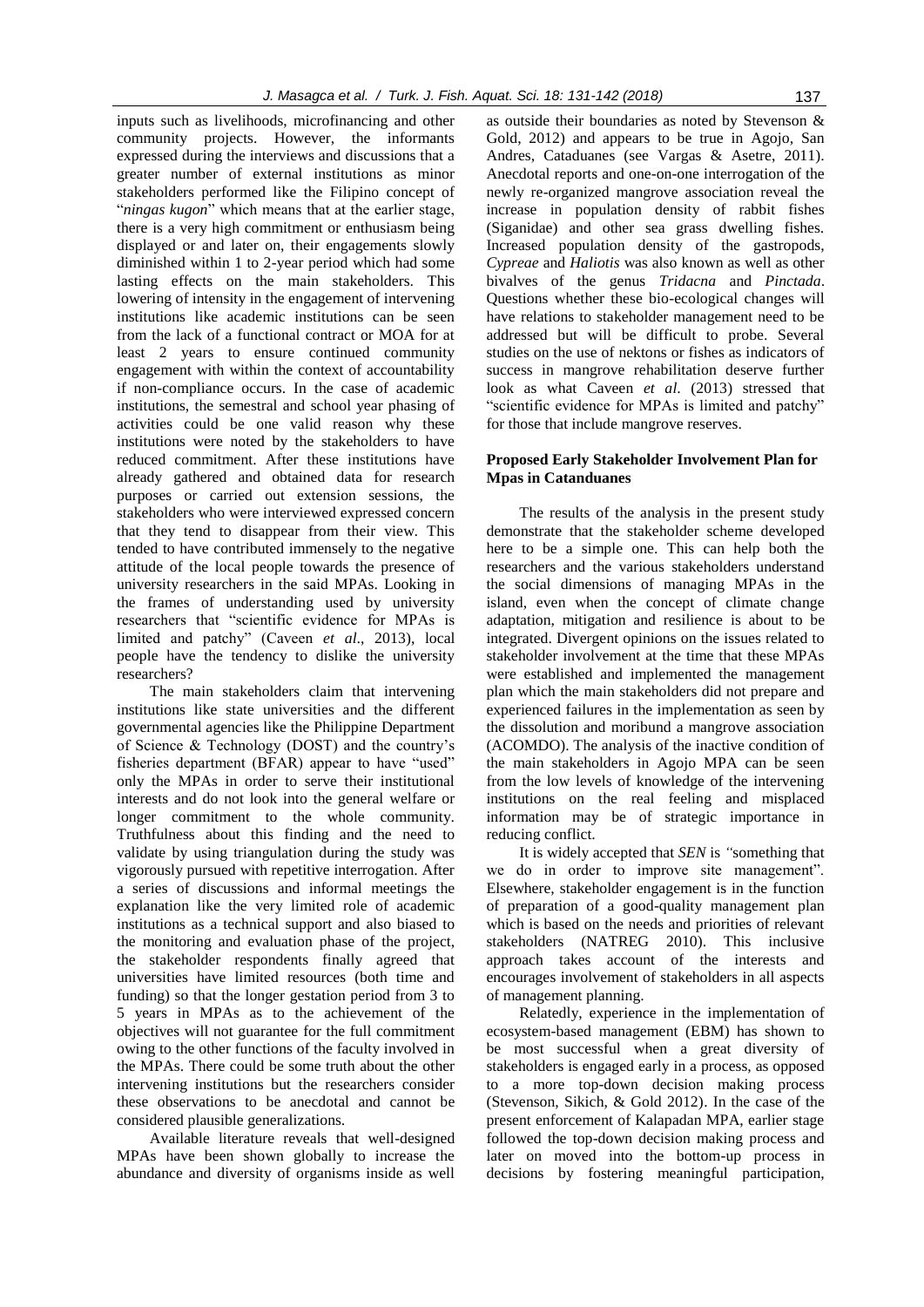inputs such as livelihoods, microfinancing and other community projects. However, the informants expressed during the interviews and discussions that a greater number of external institutions as minor stakeholders performed like the Filipino concept of "*ningas kugon*" which means that at the earlier stage, there is a very high commitment or enthusiasm being displayed or and later on, their engagements slowly diminished within 1 to 2-year period which had some lasting effects on the main stakeholders. This lowering of intensity in the engagement of intervening institutions like academic institutions can be seen from the lack of a functional contract or MOA for at least 2 years to ensure continued community engagement with within the context of accountability if non-compliance occurs. In the case of academic institutions, the semestral and school year phasing of activities could be one valid reason why these institutions were noted by the stakeholders to have reduced commitment. After these institutions have already gathered and obtained data for research purposes or carried out extension sessions, the stakeholders who were interviewed expressed concern that they tend to disappear from their view. This tended to have contributed immensely to the negative attitude of the local people towards the presence of university researchers in the said MPAs. Looking in the frames of understanding used by university researchers that "scientific evidence for MPAs is limited and patchy" (Caveen *et al*., 2013), local people have the tendency to dislike the university researchers?

The main stakeholders claim that intervening institutions like state universities and the different governmental agencies like the Philippine Department of Science & Technology (DOST) and the country's fisheries department (BFAR) appear to have "used" only the MPAs in order to serve their institutional interests and do not look into the general welfare or longer commitment to the whole community. Truthfulness about this finding and the need to validate by using triangulation during the study was vigorously pursued with repetitive interrogation. After a series of discussions and informal meetings the explanation like the very limited role of academic institutions as a technical support and also biased to the monitoring and evaluation phase of the project, the stakeholder respondents finally agreed that universities have limited resources (both time and funding) so that the longer gestation period from 3 to 5 years in MPAs as to the achievement of the objectives will not guarantee for the full commitment owing to the other functions of the faculty involved in the MPAs. There could be some truth about the other intervening institutions but the researchers consider these observations to be anecdotal and cannot be considered plausible generalizations.

Available literature reveals that well-designed MPAs have been shown globally to increase the abundance and diversity of organisms inside as well as outside their boundaries as noted by Stevenson & Gold, 2012) and appears to be true in Agojo, San Andres, Cataduanes (see Vargas & Asetre, 2011). Anecdotal reports and one-on-one interrogation of the newly re-organized mangrove association reveal the increase in population density of rabbit fishes (Siganidae) and other sea grass dwelling fishes. Increased population density of the gastropods, *Cypreae* and *Haliotis* was also known as well as other bivalves of the genus *Tridacna* and *Pinctada*. Questions whether these bio-ecological changes will have relations to stakeholder management need to be addressed but will be difficult to probe. Several studies on the use of nektons or fishes as indicators of success in mangrove rehabilitation deserve further look as what Caveen *et al*. (2013) stressed that "scientific evidence for MPAs is limited and patchy" for those that include mangrove reserves.

## Proposed Early Stakeholder Involvement Plan for Mpas in Catanduanes

The results of the analysis in the present study demonstrate that the stakeholder scheme developed here to be a simple one. This can help both the researchers and the various stakeholders understand the social dimensions of managing MPAs in the island, even when the concept of climate change adaptation, mitigation and resilience is about to be integrated. Divergent opinions on the issues related to stakeholder involvement at the time that these MPAs were established and implemented the management plan which the main stakeholders did not prepare and experienced failures in the implementation as seen by the dissolution and moribund a mangrove association (ACOMDO). The analysis of the inactive condition of the main stakeholders in Agojo MPA can be seen from the low levels of knowledge of the intervening institutions on the real feeling and misplaced information may be of strategic importance in reducing conflict.

It is widely accepted that *SEN* is *"*something that we do in order to improve site management". Elsewhere, stakeholder engagement is in the function of preparation of a good-quality management plan which is based on the needs and priorities of relevant stakeholders (NATREG 2010). This inclusive approach takes account of the interests and encourages involvement of stakeholders in all aspects of management planning.

Relatedly, experience in the implementation of ecosystem-based management (EBM) has shown to be most successful when a great diversity of stakeholders is engaged early in a process, as opposed to a more top-down decision making process (Stevenson, Sikich, & Gold 2012). In the case of the present enforcement of Kalapadan MPA, earlier stage followed the top-down decision making process and later on moved into the bottom-up process in decisions by fostering meaningful participation,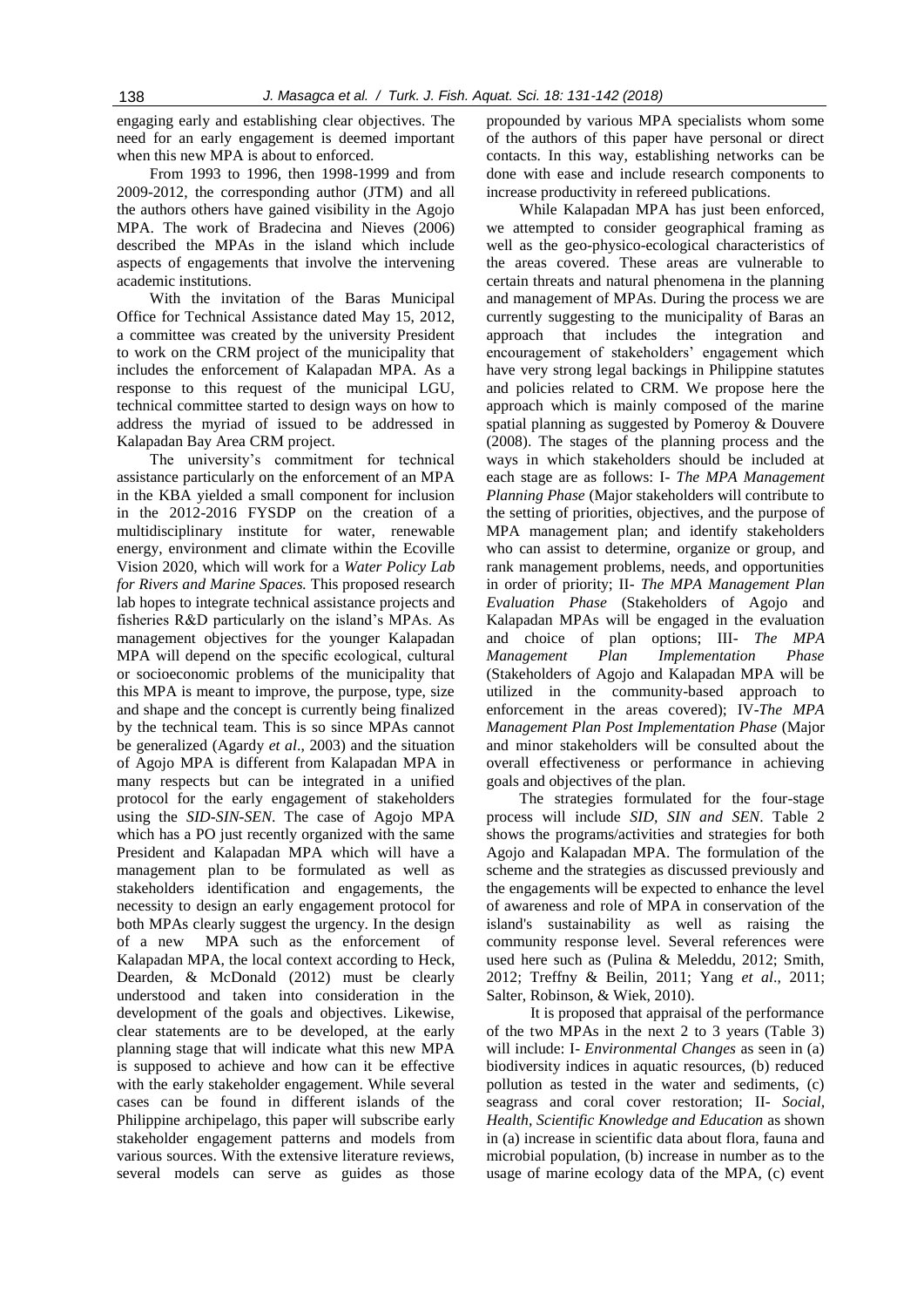engaging early and establishing clear objectives. The need for an early engagement is deemed important when this new MPA is about to enforced.

From 1993 to 1996, then 1998-1999 and from 2009-2012, the corresponding author (JTM) and all the authors others have gained visibility in the Agojo MPA. The work of Bradecina and Nieves (2006) described the MPAs in the island which include aspects of engagements that involve the intervening academic institutions.

With the invitation of the Baras Municipal Office for Technical Assistance dated May 15, 2012, a committee was created by the university President to work on the CRM project of the municipality that includes the enforcement of Kalapadan MPA. As a response to this request of the municipal LGU, technical committee started to design ways on how to address the myriad of issued to be addressed in Kalapadan Bay Area CRM project.

The university's commitment for technical assistance particularly on the enforcement of an MPA in the KBA yielded a small component for inclusion in the 2012-2016 FYSDP on the creation of a multidisciplinary institute for water, renewable energy, environment and climate within the Ecoville Vision 2020, which will work for a *Water Policy Lab for Rivers and Marine Spaces.* This proposed research lab hopes to integrate technical assistance projects and fisheries R&D particularly on the island's MPAs. As management objectives for the younger Kalapadan MPA will depend on the specific ecological, cultural or socioeconomic problems of the municipality that this MPA is meant to improve, the purpose, type, size and shape and the concept is currently being finalized by the technical team. This is so since MPAs cannot be generalized (Agardy *et al*., 2003) and the situation of Agojo MPA is different from Kalapadan MPA in many respects but can be integrated in a unified protocol for the early engagement of stakeholders using the *SID-SIN-SEN*. The case of Agojo MPA which has a PO just recently organized with the same President and Kalapadan MPA which will have a management plan to be formulated as well as stakeholders identification and engagements, the necessity to design an early engagement protocol for both MPAs clearly suggest the urgency. In the design of a new MPA such as the enforcement of Kalapadan MPA, the local context according to Heck, Dearden, & McDonald (2012) must be clearly understood and taken into consideration in the development of the goals and objectives. Likewise, clear statements are to be developed, at the early planning stage that will indicate what this new MPA is supposed to achieve and how can it be effective with the early stakeholder engagement. While several cases can be found in different islands of the Philippine archipelago, this paper will subscribe early stakeholder engagement patterns and models from various sources. With the extensive literature reviews, several models can serve as guides as those propounded by various MPA specialists whom some of the authors of this paper have personal or direct contacts. In this way, establishing networks can be done with ease and include research components to increase productivity in refereed publications.

While Kalapadan MPA has just been enforced, we attempted to consider geographical framing as well as the geo-physico-ecological characteristics of the areas covered. These areas are vulnerable to certain threats and natural phenomena in the planning and management of MPAs. During the process we are currently suggesting to the municipality of Baras an approach that includes the integration and encouragement of stakeholders' engagement which have very strong legal backings in Philippine statutes and policies related to CRM. We propose here the approach which is mainly composed of the marine spatial planning as suggested by Pomeroy & Douvere (2008). The stages of the planning process and the ways in which stakeholders should be included at each stage are as follows: I- *The MPA Management Planning Phase* (Major stakeholders will contribute to the setting of priorities, objectives, and the purpose of MPA management plan; and identify stakeholders who can assist to determine, organize or group, and rank management problems, needs, and opportunities in order of priority; II- *The MPA Management Plan Evaluation Phase* (Stakeholders of Agojo and Kalapadan MPAs will be engaged in the evaluation and choice of plan options; III- *The MPA Management Plan Implementation Phase* (Stakeholders of Agojo and Kalapadan MPA will be utilized in the community-based approach to enforcement in the areas covered); IV-*The MPA Management Plan Post Implementation Phase* (Major and minor stakeholders will be consulted about the overall effectiveness or performance in achieving goals and objectives of the plan.

The strategies formulated for the four-stage process will include *SID, SIN and SEN*. Table 2 shows the programs/activities and strategies for both Agojo and Kalapadan MPA. The formulation of the scheme and the strategies as discussed previously and the engagements will be expected to enhance the level of awareness and role of MPA in conservation of the island's sustainability as well as raising the community response level. Several references were used here such as (Pulina & Meleddu, 2012; Smith, 2012; Treffny & Beilin, 2011; Yang *et al*., 2011; Salter, Robinson, & Wiek, 2010).

It is proposed that appraisal of the performance of the two MPAs in the next 2 to 3 years (Table 3) will include: I- *Environmental Changes* as seen in (a) biodiversity indices in aquatic resources, (b) reduced pollution as tested in the water and sediments, (c) seagrass and coral cover restoration; II- *Social, Health, Scientific Knowledge and Education* as shown in (a) increase in scientific data about flora, fauna and microbial population, (b) increase in number as to the usage of marine ecology data of the MPA, (c) event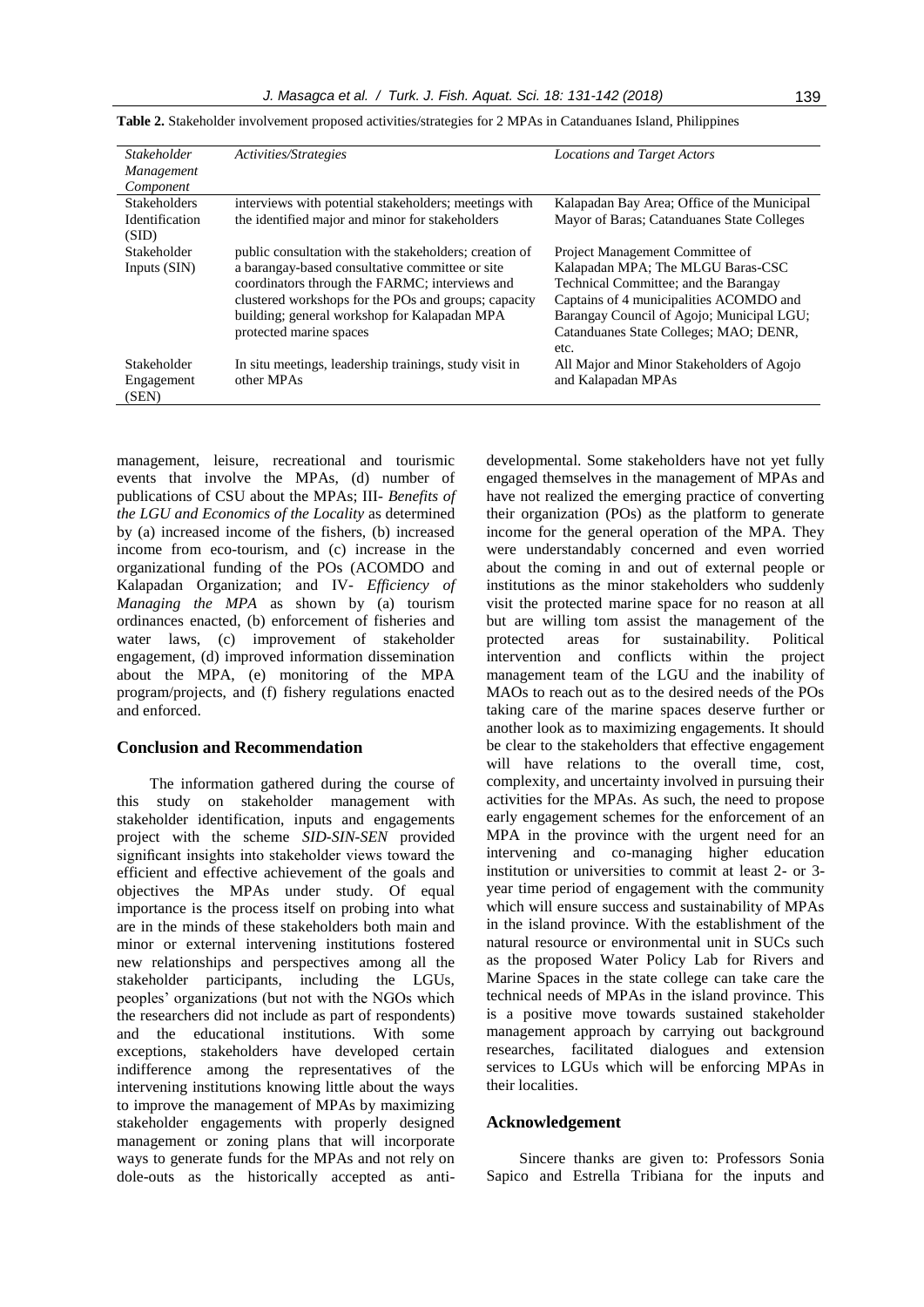**Table 2.** Stakeholder involvement proposed activities/strategies for 2 MPAs in Catanduanes Island, Philippines

| *Stakeholder Management Component* | *Activities/Strategies* | *Locations and Target Actors* |
|---|---|---|
| Stakeholders Identification (SID) | interviews with potential stakeholders; meetings with the identified major and minor for stakeholders | Kalapadan Bay Area; Office of the Municipal Mayor of Baras; Catanduanes State Colleges |
| Stakeholder Inputs (SIN) | public consultation with the stakeholders; creation of a barangay-based consultative committee or site coordinators through the FARMC; interviews and clustered workshops for the POs and groups; capacity building; general workshop for Kalapadan MPA protected marine spaces | Project Management Committee of Kalapadan MPA; The MLGU Baras-CSC Technical Committee; and the Barangay Captains of 4 municipalities ACOMDO and Barangay Council of Agojo; Municipal LGU; Catanduanes State Colleges; MAO; DENR, etc. |
| Stakeholder Engagement (SEN) | In situ meetings, leadership trainings, study visit in other MPAs | All Major and Minor Stakeholders of Agojo and Kalapadan MPAs |

management, leisure, recreational and tourismic events that involve the MPAs, (d) number of publications of CSU about the MPAs; III- *Benefits of the LGU and Economics of the Locality* as determined by (a) increased income of the fishers, (b) increased income from eco-tourism, and (c) increase in the organizational funding of the POs (ACOMDO and Kalapadan Organization; and IV- *Efficiency of Managing the MPA* as shown by (a) tourism ordinances enacted, (b) enforcement of fisheries and water laws, (c) improvement of stakeholder engagement, (d) improved information dissemination about the MPA, (e) monitoring of the MPA program/projects, and (f) fishery regulations enacted and enforced.

## Conclusion and Recommendation

The information gathered during the course of this study on stakeholder management with stakeholder identification, inputs and engagements project with the scheme *SID-SIN-SEN* provided significant insights into stakeholder views toward the efficient and effective achievement of the goals and objectives the MPAs under study. Of equal importance is the process itself on probing into what are in the minds of these stakeholders both main and minor or external intervening institutions fostered new relationships and perspectives among all the stakeholder participants, including the LGUs, peoples' organizations (but not with the NGOs which the researchers did not include as part of respondents) and the educational institutions. With some exceptions, stakeholders have developed certain indifference among the representatives of the intervening institutions knowing little about the ways to improve the management of MPAs by maximizing stakeholder engagements with properly designed management or zoning plans that will incorporate ways to generate funds for the MPAs and not rely on dole-outs as the historically accepted as anti-developmental. Some stakeholders have not yet fully engaged themselves in the management of MPAs and have not realized the emerging practice of converting their organization (POs) as the platform to generate income for the general operation of the MPA. They were understandably concerned and even worried about the coming in and out of external people or institutions as the minor stakeholders who suddenly visit the protected marine space for no reason at all but are willing tom assist the management of the protected areas for sustainability. Political intervention and conflicts within the project management team of the LGU and the inability of MAOs to reach out as to the desired needs of the POs taking care of the marine spaces deserve further or another look as to maximizing engagements. It should be clear to the stakeholders that effective engagement will have relations to the overall time, cost, complexity, and uncertainty involved in pursuing their activities for the MPAs. As such, the need to propose early engagement schemes for the enforcement of an MPA in the province with the urgent need for an intervening and co-managing higher education institution or universities to commit at least 2- or 3-year time period of engagement with the community which will ensure success and sustainability of MPAs in the island province. With the establishment of the natural resource or environmental unit in SUCs such as the proposed Water Policy Lab for Rivers and Marine Spaces in the state college can take care the technical needs of MPAs in the island province. This is a positive move towards sustained stakeholder management approach by carrying out background researches, facilitated dialogues and extension services to LGUs which will be enforcing MPAs in their localities.

## Acknowledgement

Sincere thanks are given to: Professors Sonia Sapico and Estrella Tribiana for the inputs and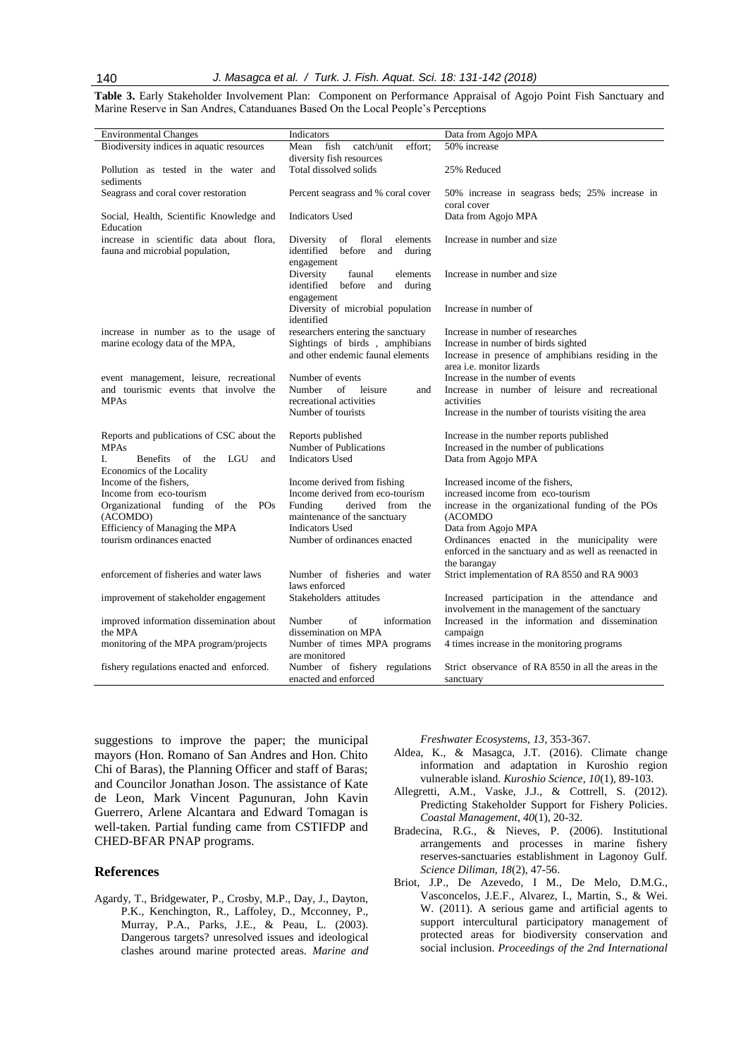**Table 3.** Early Stakeholder Involvement Plan: Component on Performance Appraisal of Agojo Point Fish Sanctuary and Marine Reserve in San Andres, Catanduanes Based On the Local People's Perceptions

| Environmental Changes | Indicators | Data from Agojo MPA |
|---|---|---|
| Biodiversity indices in aquatic resources | Mean fish catch/unit effort; diversity fish resources | 50% increase |
| Pollution as tested in the water and sediments | Total dissolved solids | 25% Reduced |
| Seagrass and coral cover restoration | Percent seagrass and % coral cover | 50% increase in seagrass beds; 25% increase in coral cover |
| Social, Health, Scientific Knowledge and Education | Indicators Used | Data from Agojo MPA |
| increase in scientific data about flora, fauna and microbial population, | Diversity of floral elements identified before and during engagement | Increase in number and size |
| | Diversity faunal elements identified before and during engagement | Increase in number and size |
| | Diversity of microbial population identified | Increase in number of |
| increase in number as to the usage of marine ecology data of the MPA, | researchers entering the sanctuary | Increase in number of researches |
| | Sightings of birds , amphibians | Increase in number of birds sighted |
| | and other endemic faunal elements | Increase in presence of amphibians residing in the area i.e. monitor lizards |
| event management, leisure, recreational and tourismic events that involve the MPAs | Number of events | Increase in the number of events |
| | Number of leisure and recreational activities | Increase in number of leisure and recreational activities |
| | Number of tourists | Increase in the number of tourists visiting the area |
| Reports and publications of CSC about the MPAs | Reports published | Increase in the number reports published |
| | Number of Publications | Increased in the number of publications |
| I. Benefits of the LGU and Economics of the Locality | Indicators Used | Data from Agojo MPA |
| Income of the fishers, | Income derived from fishing | Increased income of the fishers, |
| Income from eco-tourism | Income derived from eco-tourism | increased income from eco-tourism |
| Organizational funding of the POs (ACOMDO) | Funding derived from the maintenance of the sanctuary | increase in the organizational funding of the POs (ACOMDO |
| Efficiency of Managing the MPA | Indicators Used | Data from Agojo MPA |
| tourism ordinances enacted | Number of ordinances enacted | Ordinances enacted in the municipality were enforced in the sanctuary and as well as reenacted in the barangay |
| enforcement of fisheries and water laws | Number of fisheries and water laws enforced | Strict implementation of RA 8550 and RA 9003 |
| improvement of stakeholder engagement | Stakeholders attitudes | Increased participation in the attendance and involvement in the management of the sanctuary |
| improved information dissemination about the MPA | Number of information dissemination on MPA | Increased in the information and dissemination campaign |
| monitoring of the MPA program/projects | Number of times MPA programs are monitored | 4 times increase in the monitoring programs |
| fishery regulations enacted and enforced. | Number of fishery regulations enacted and enforced | Strict observance of RA 8550 in all the areas in the sanctuary |

suggestions to improve the paper; the municipal mayors (Hon. Romano of San Andres and Hon. Chito Chi of Baras), the Planning Officer and staff of Baras; and Councilor Jonathan Joson. The assistance of Kate de Leon, Mark Vincent Pagunuran, John Kavin Guerrero, Arlene Alcantara and Edward Tomagan is well-taken. Partial funding came from CSTIFDP and CHED-BFAR PNAP programs.

## References

Agardy, T., Bridgewater, P., Crosby, M.P., Day, J., Dayton, P.K., Kenchington, R., Laffoley, D., Mcconney, P., Murray, P.A., Parks, J.E., & Peau, L. (2003). Dangerous targets? unresolved issues and ideological clashes around marine protected areas. *Marine and Freshwater Ecosystems*, *13*, 353-367.

Aldea, K., & Masagca, J.T. (2016). Climate change information and adaptation in Kuroshio region vulnerable island. *Kuroshio Science*, *10*(1), 89-103.

Allegretti, A.M., Vaske, J.J., & Cottrell, S. (2012). Predicting Stakeholder Support for Fishery Policies. *Coastal Management*, *40*(1), 20-32.

Bradecina, R.G., & Nieves, P. (2006). Institutional arrangements and processes in marine fishery reserves-sanctuaries establishment in Lagonoy Gulf. *Science Diliman, 18*(2), 47-56.

Briot, J.P., De Azevedo, I M., De Melo, D.M.G., Vasconcelos, J.E.F., Alvarez, I., Martin, S., & Wei. W. (2011). A serious game and artificial agents to support intercultural participatory management of protected areas for biodiversity conservation and social inclusion. *Proceedings of the 2nd International*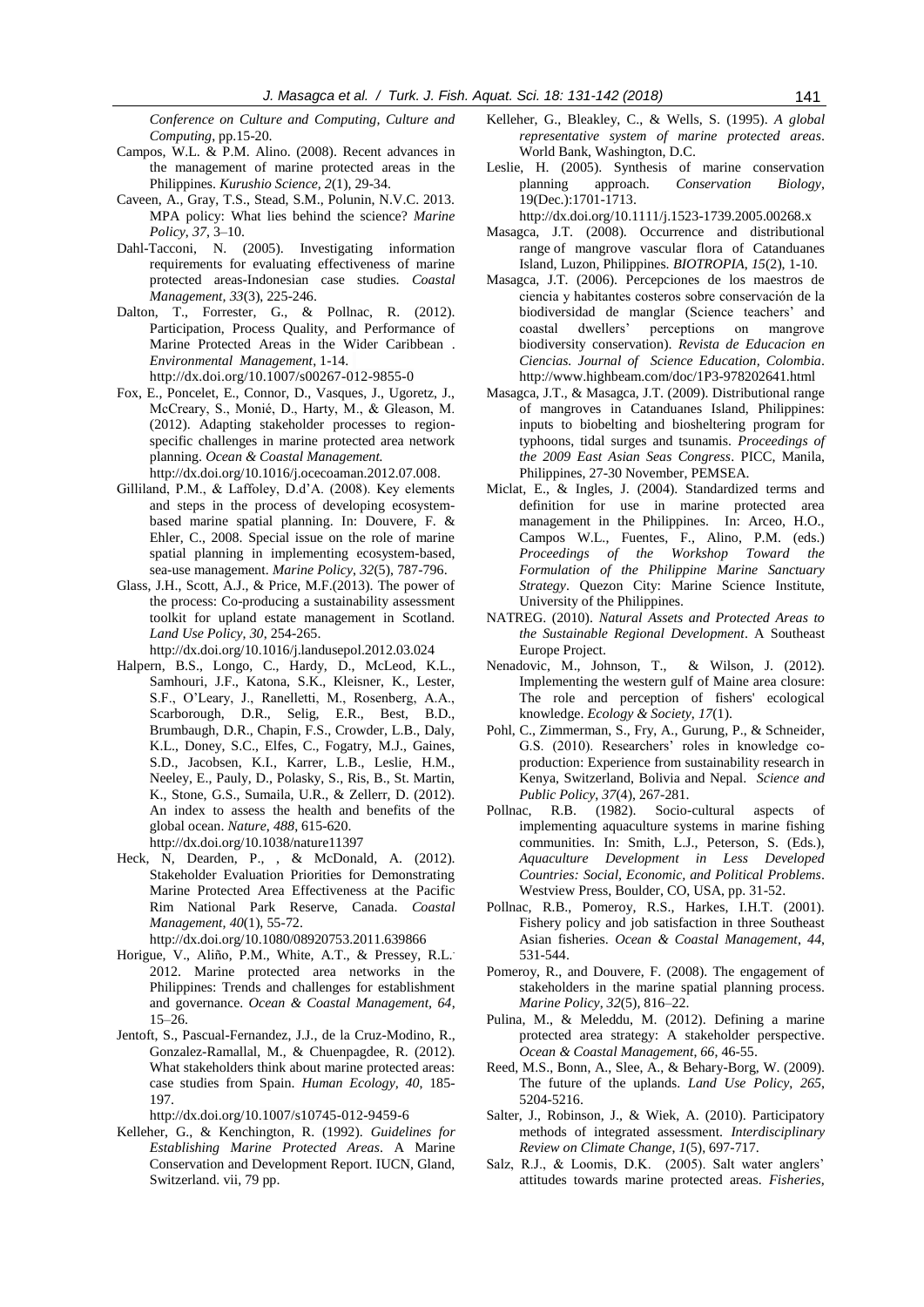*Conference on Culture and Computing*, *Culture and Computing*, pp.15-20.

Campos, W.L. & P.M. Alino. (2008). Recent advances in the management of marine protected areas in the Philippines. *Kurushio Science, 2*(1), 29-34.

Caveen, A., Gray, T.S., Stead, S.M., Polunin, N.V.C. 2013. MPA policy: What lies behind the science? *Marine Policy, 37*, 3–10.

Dahl-Tacconi, N. (2005). Investigating information requirements for evaluating effectiveness of marine protected areas-Indonesian case studies. *Coastal Management, 33*(3), 225-246.

Dalton, T., Forrester, G., & Pollnac, R. (2012). Participation, Process Quality, and Performance of Marine Protected Areas in the Wider Caribbean . *Environmental Management*, 1-14. http://dx.doi.org/10.1007/s00267-012-9855-0

Fox, E., Poncelet, E., Connor, D., Vasques, J., Ugoretz, J., McCreary, S., Monié, D., Harty, M., & Gleason, M. (2012). Adapting stakeholder processes to region-specific challenges in marine protected area network planning. *Ocean & Coastal Management.* http://dx.doi.org/10.1016/j.ocecoaman.2012.07.008.

Gilliland, P.M., & Laffoley, D.d'A. (2008). Key elements and steps in the process of developing ecosystem-based marine spatial planning. In: Douvere, F. & Ehler, C., 2008. Special issue on the role of marine spatial planning in implementing ecosystem-based, sea-use management. *Marine Policy, 32*(5), 787-796.

Glass, J.H., Scott, A.J., & Price, M.F.(2013). The power of the process: Co-producing a sustainability assessment toolkit for upland estate management in Scotland. *Land Use Policy, 30*, 254-265. http://dx.doi.org/10.1016/j.landusepol.2012.03.024

Halpern, B.S., Longo, C., Hardy, D., McLeod, K.L., Samhouri, J.F., Katona, S.K., Kleisner, K., Lester, S.F., O'Leary, J., Ranelletti, M., Rosenberg, A.A., Scarborough, D.R., Selig, E.R., Best, B.D., Brumbaugh, D.R., Chapin, F.S., Crowder, L.B., Daly, K.L., Doney, S.C., Elfes, C., Fogatry, M.J., Gaines, S.D., Jacobsen, K.I., Karrer, L.B., Leslie, H.M., Neeley, E., Pauly, D., Polasky, S., Ris, B., St. Martin, K., Stone, G.S., Sumaila, U.R., & Zellerr, D. (2012). An index to assess the health and benefits of the global ocean. *Nature, 488*, 615-620. http://dx.doi.org/10.1038/nature11397

Heck, N, Dearden, P., , & McDonald, A. (2012). Stakeholder Evaluation Priorities for Demonstrating Marine Protected Area Effectiveness at the Pacific Rim National Park Reserve, Canada. *Coastal Management, 40*(1), 55-72. http://dx.doi.org/10.1080/08920753.2011.639866

Horigue, V., Aliño, P.M., White, A.T., & Pressey, R.L. 2012. Marine protected area networks in the Philippines: Trends and challenges for establishment and governance. *Ocean & Coastal Management, 64*, 15–26.

Jentoft, S., Pascual-Fernandez, J.J., de la Cruz-Modino, R., Gonzalez-Ramallal, M., & Chuenpagdee, R. (2012). What stakeholders think about marine protected areas: case studies from Spain. *Human Ecology, 40*, 185-197. http://dx.doi.org/10.1007/s10745-012-9459-6

Kelleher, G., & Kenchington, R. (1992). *Guidelines for Establishing Marine Protected Areas*. A Marine Conservation and Development Report. IUCN, Gland, Switzerland. vii, 79 pp.

Kelleher, G., Bleakley, C., & Wells, S. (1995). *A global representative system of marine protected areas*. World Bank, Washington, D.C.

Leslie, H. (2005). Synthesis of marine conservation planning approach. *Conservation Biology*, 19(Dec.):1701-1713. http://dx.doi.org/10.1111/j.1523-1739.2005.00268.x

Masagca, J.T. (2008). Occurrence and distributional range of mangrove vascular flora of Catanduanes Island, Luzon, Philippines. *BIOTROPIA, 15*(2), 1-10.

Masagca, J.T. (2006). Percepciones de los maestros de ciencia y habitantes costeros sobre conservación de la biodiversidad de manglar (Science teachers' and coastal dwellers' perceptions on mangrove biodiversity conservation). *Revista de Educacion en Ciencias. Journal of Science Education, Colombia*. http://www.highbeam.com/doc/1P3-978202641.html

Masagca, J.T., & Masagca, J.T. (2009). Distributional range of mangroves in Catanduanes Island, Philippines: inputs to biobelting and biosheltering program for typhoons, tidal surges and tsunamis. *Proceedings of the 2009 East Asian Seas Congress*. PICC, Manila, Philippines, 27-30 November, PEMSEA.

Miclat, E., & Ingles, J. (2004). Standardized terms and definition for use in marine protected area management in the Philippines. In: Arceo, H.O., Campos W.L., Fuentes, F., Alino, P.M. (eds.) *Proceedings of the Workshop Toward the Formulation of the Philippine Marine Sanctuary Strategy*. Quezon City: Marine Science Institute, University of the Philippines.

NATREG. (2010). *Natural Assets and Protected Areas to the Sustainable Regional Development*. A Southeast Europe Project.

Nenadovic, M., Johnson, T., & Wilson, J. (2012). Implementing the western gulf of Maine area closure: The role and perception of fishers' ecological knowledge. *Ecology & Society, 17*(1).

Pohl, C., Zimmerman, S., Fry, A., Gurung, P., & Schneider, G.S. (2010). Researchers' roles in knowledge co-production: Experience from sustainability research in Kenya, Switzerland, Bolivia and Nepal. *Science and Public Policy, 37*(4), 267-281.

Pollnac, R.B. (1982). Socio-cultural aspects of implementing aquaculture systems in marine fishing communities. In: Smith, L.J., Peterson, S. (Eds.), *Aquaculture Development in Less Developed Countries: Social, Economic, and Political Problems*. Westview Press, Boulder, CO, USA, pp. 31-52.

Pollnac, R.B., Pomeroy, R.S., Harkes, I.H.T. (2001). Fishery policy and job satisfaction in three Southeast Asian fisheries. *Ocean & Coastal Management, 44*, 531-544.

Pomeroy, R., and Douvere, F. (2008). The engagement of stakeholders in the marine spatial planning process. *Marine Policy, 32*(5), 816–22.

Pulina, M., & Meleddu, M. (2012). Defining a marine protected area strategy: A stakeholder perspective. *Ocean & Coastal Management, 66*, 46-55.

Reed, M.S., Bonn, A., Slee, A., & Behary-Borg, W. (2009). The future of the uplands. *Land Use Policy, 265*, 5204-5216.

Salter, J., Robinson, J., & Wiek, A. (2010). Participatory methods of integrated assessment. *Interdisciplinary Review on Climate Change, 1*(5), 697-717.

Salz, R.J., & Loomis, D.K. (2005). Salt water anglers' attitudes towards marine protected areas. *Fisheries,*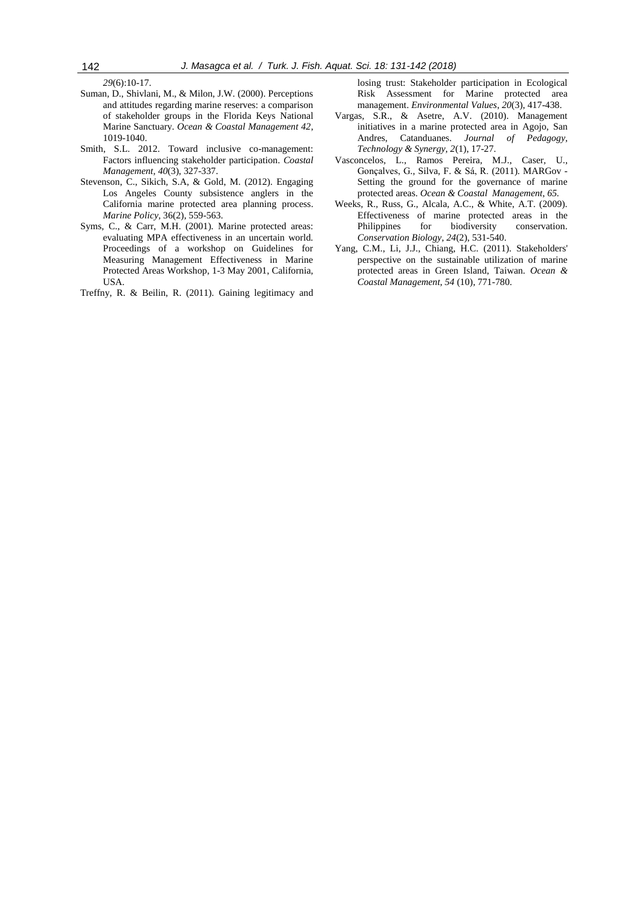*29*(6):10-17.

Suman, D., Shivlani, M., & Milon, J.W. (2000). Perceptions and attitudes regarding marine reserves: a comparison of stakeholder groups in the Florida Keys National Marine Sanctuary. *Ocean & Coastal Management 42*, 1019-1040.

Smith, S.L. 2012. Toward inclusive co-management: Factors influencing stakeholder participation. *Coastal Management, 40*(3), 327-337.

Stevenson, C., Sikich, S.A, & Gold, M. (2012). Engaging Los Angeles County subsistence anglers in the California marine protected area planning process. *Marine Policy*, 36(2), 559-563.

Syms, C., & Carr, M.H. (2001). Marine protected areas: evaluating MPA effectiveness in an uncertain world. Proceedings of a workshop on Guidelines for Measuring Management Effectiveness in Marine Protected Areas Workshop, 1-3 May 2001, California, USA.

Treffny, R. & Beilin, R. (2011). Gaining legitimacy and losing trust: Stakeholder participation in Ecological Risk Assessment for Marine protected area management. *Environmental Values*, *20*(3), 417-438.

Vargas, S.R., & Asetre, A.V. (2010). Management initiatives in a marine protected area in Agojo, San Andres, Catanduanes. *Journal of Pedagogy, Technology & Synergy*, *2*(1), 17-27.

Vasconcelos, L., Ramos Pereira, M.J., Caser, U., Gonçalves, G., Silva, F. & Sá, R. (2011). MARGov - Setting the ground for the governance of marine protected areas. *Ocean & Coastal Management*, *65.*

Weeks, R., Russ, G., Alcala, A.C., & White, A.T. (2009). Effectiveness of marine protected areas in the Philippines for biodiversity conservation. *Conservation Biology, 24*(2), 531-540.

Yang, C.M., Li, J.J., Chiang, H.C. (2011). Stakeholders' perspective on the sustainable utilization of marine protected areas in Green Island, Taiwan. *Ocean & Coastal Management*, *54* (10), 771-780.